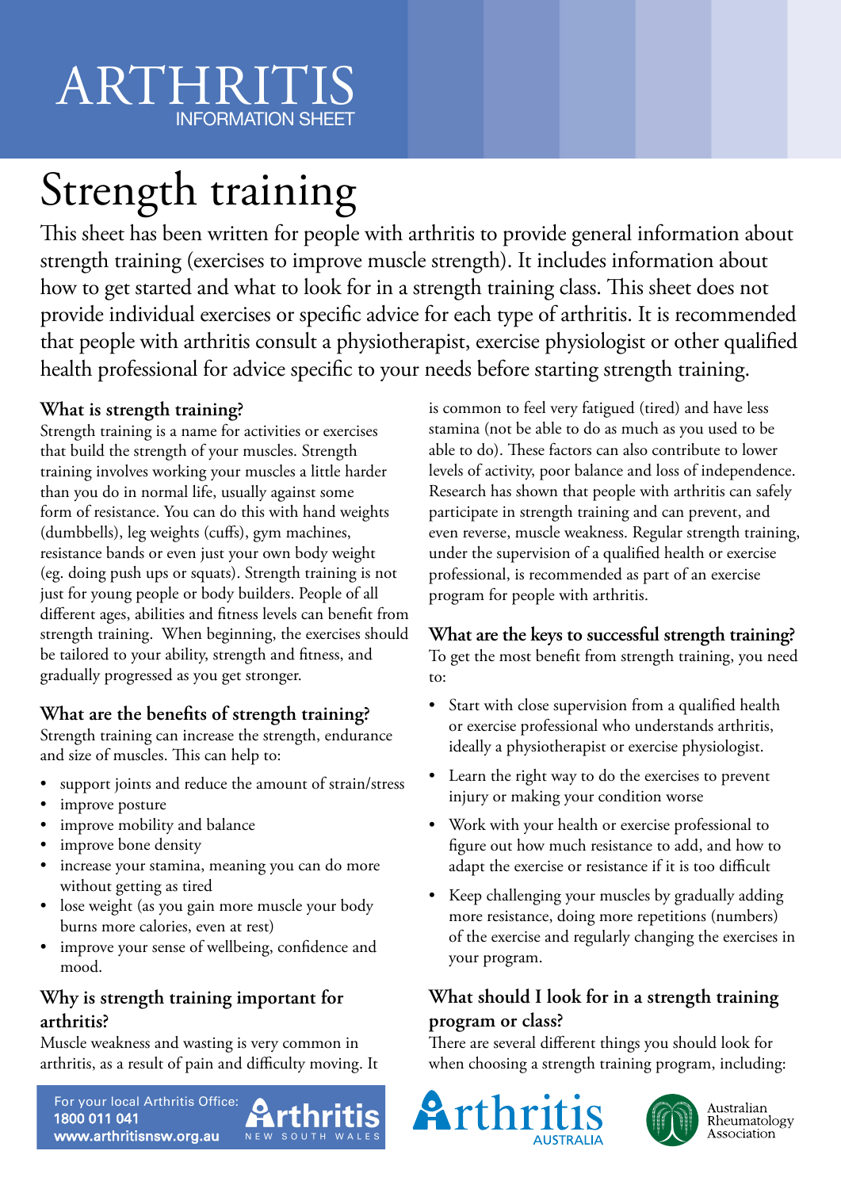# ARTHRITIS

INFORMATION SHEET

# Strength training

This sheet has been written for people with arthritis to provide general information about strength training (exercises to improve muscle strength). It includes information about how to get started and what to look for in a strength training class. This sheet does not provide individual exercises or specific advice for each type of arthritis. It is recommended that people with arthritis consult a physiotherapist, exercise physiologist or other qualified health professional for advice specific to your needs before starting strength training.

### What is strength training?

Strength training is a name for activities or exercises that build the strength of your muscles. Strength training involves working your muscles a little harder than you do in normal life, usually against some form of resistance. You can do this with hand weights (dumbbells), leg weights (cuffs), gym machines, resistance bands or even just your own body weight (eg. doing push ups or squats). Strength training is not just for young people or body builders. People of all different ages, abilities and fitness levels can benefit from strength training. When beginning, the exercises should be tailored to your ability, strength and fitness, and gradually progressed as you get stronger.

### What are the benefits of strength training?

Strength training can increase the strength, endurance and size of muscles. This can help to:

- support joints and reduce the amount of strain/stress
- improve posture
- improve mobility and balance
- improve bone density
- increase your stamina, meaning you can do more without getting as tired
- lose weight (as you gain more muscle your body burns more calories, even at rest)
- improve your sense of wellbeing, confidence and mood.

### Why is strength training important for arthritis?

Muscle weakness and wasting is very common in arthritis, as a result of pain and difficulty moving. It is common to feel very fatigued (tired) and have less stamina (not be able to do as much as you used to be able to do). These factors can also contribute to lower levels of activity, poor balance and loss of independence. Research has shown that people with arthritis can safely participate in strength training and can prevent, and even reverse, muscle weakness. Regular strength training, under the supervision of a qualified health or exercise professional, is recommended as part of an exercise program for people with arthritis.

### What are the keys to successful strength training?

To get the most benefit from strength training, you need to:

- Start with close supervision from a qualified health or exercise professional who understands arthritis, ideally a physiotherapist or exercise physiologist.
- Learn the right way to do the exercises to prevent injury or making your condition worse
- Work with your health or exercise professional to figure out how much resistance to add, and how to adapt the exercise or resistance if it is too difficult
- Keep challenging your muscles by gradually adding more resistance, doing more repetitions (numbers) of the exercise and regularly changing the exercises in your program.

### What should I look for in a strength training program or class?

There are several different things you should look for when choosing a strength training program, including:

For your local Arthritis Office:
**1800 011 041**
**www.arthritisnsw.org.au**

Arthritis NEW SOUTH WALES

Arthritis AUSTRALIA

Australian Rheumatology Association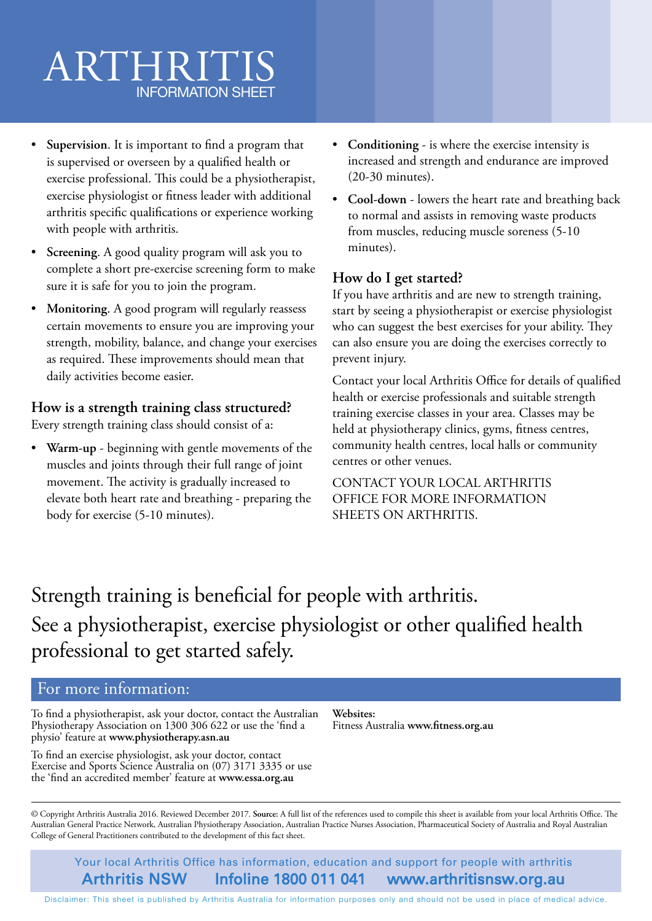# ARTHRITIS
INFORMATION SHEET

- **Supervision**. It is important to find a program that is supervised or overseen by a qualified health or exercise professional. This could be a physiotherapist, exercise physiologist or fitness leader with additional arthritis specific qualifications or experience working with people with arthritis.
- **Screening**. A good quality program will ask you to complete a short pre-exercise screening form to make sure it is safe for you to join the program.
- **Monitoring**. A good program will regularly reassess certain movements to ensure you are improving your strength, mobility, balance, and change your exercises as required. These improvements should mean that daily activities become easier.

## How is a strength training class structured?

Every strength training class should consist of a:

- **Warm-up** - beginning with gentle movements of the muscles and joints through their full range of joint movement. The activity is gradually increased to elevate both heart rate and breathing - preparing the body for exercise (5-10 minutes).
- **Conditioning** - is where the exercise intensity is increased and strength and endurance are improved (20-30 minutes).
- **Cool-down** - lowers the heart rate and breathing back to normal and assists in removing waste products from muscles, reducing muscle soreness (5-10 minutes).

## How do I get started?

If you have arthritis and are new to strength training, start by seeing a physiotherapist or exercise physiologist who can suggest the best exercises for your ability. They can also ensure you are doing the exercises correctly to prevent injury.

Contact your local Arthritis Office for details of qualified health or exercise professionals and suitable strength training exercise classes in your area. Classes may be held at physiotherapy clinics, gyms, fitness centres, community health centres, local halls or community centres or other venues.

CONTACT YOUR LOCAL ARTHRITIS OFFICE FOR MORE INFORMATION SHEETS ON ARTHRITIS.

Strength training is beneficial for people with arthritis. See a physiotherapist, exercise physiologist or other qualified health professional to get started safely.

## For more information:

To find a physiotherapist, ask your doctor, contact the Australian Physiotherapy Association on 1300 306 622 or use the 'find a physio' feature at **www.physiotherapy.asn.au**

To find an exercise physiologist, ask your doctor, contact Exercise and Sports Science Australia on (07) 3171 3335 or use the 'find an accredited member' feature at **www.essa.org.au**

**Websites:**
Fitness Australia **www.fitness.org.au**

© Copyright Arthritis Australia 2016. Reviewed December 2017. **Source:** A full list of the references used to compile this sheet is available from your local Arthritis Office. The Australian General Practice Network, Australian Physiotherapy Association, Australian Practice Nurses Association, Pharmaceutical Society of Australia and Royal Australian College of General Practitioners contributed to the development of this fact sheet.

Your local Arthritis Office has information, education and support for people with arthritis

**Arthritis NSW Infoline 1800 011 041 www.arthritisnsw.org.au**

Disclaimer: This sheet is published by Arthritis Australia for information purposes only and should not be used in place of medical advice.